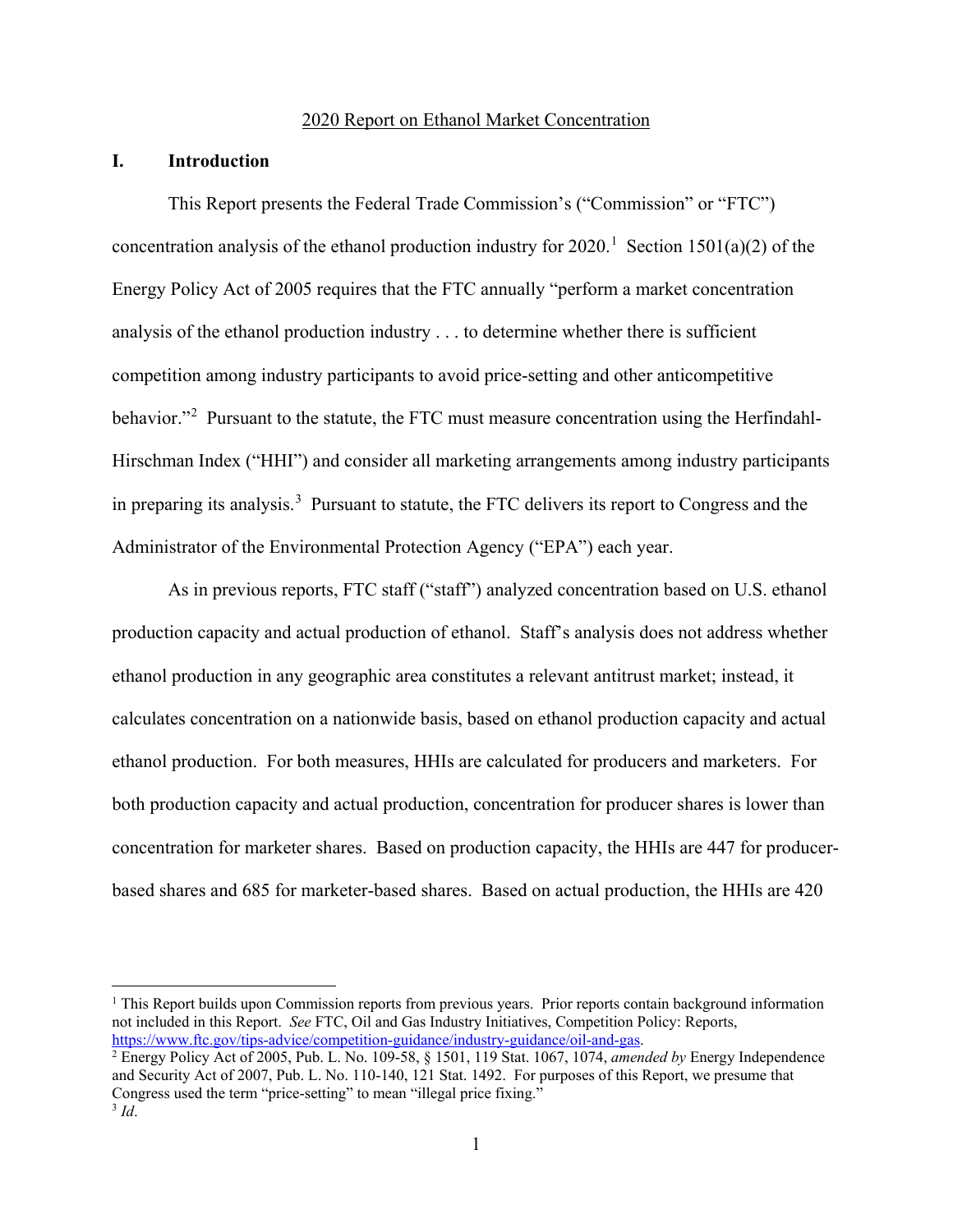2020 Report on Ethanol Market Concentration

## I. Introduction

This Report presents the Federal Trade Commission's ("Commission" or "FTC") concentration analysis of the ethanol production industry for 2020.[1] Section 1501(a)(2) of the Energy Policy Act of 2005 requires that the FTC annually "perform a market concentration analysis of the ethanol production industry . . . to determine whether there is sufficient competition among industry participants to avoid price-setting and other anticompetitive behavior."[2] Pursuant to the statute, the FTC must measure concentration using the Herfindahl-Hirschman Index ("HHI") and consider all marketing arrangements among industry participants in preparing its analysis.[3] Pursuant to statute, the FTC delivers its report to Congress and the Administrator of the Environmental Protection Agency ("EPA") each year.

As in previous reports, FTC staff ("staff") analyzed concentration based on U.S. ethanol production capacity and actual production of ethanol. Staff's analysis does not address whether ethanol production in any geographic area constitutes a relevant antitrust market; instead, it calculates concentration on a nationwide basis, based on ethanol production capacity and actual ethanol production. For both measures, HHIs are calculated for producers and marketers. For both production capacity and actual production, concentration for producer shares is lower than concentration for marketer shares. Based on production capacity, the HHIs are 447 for producer-based shares and 685 for marketer-based shares. Based on actual production, the HHIs are 420

---

[1] This Report builds upon Commission reports from previous years. Prior reports contain background information not included in this Report. *See* FTC, Oil and Gas Industry Initiatives, Competition Policy: Reports, https://www.ftc.gov/tips-advice/competition-guidance/industry-guidance/oil-and-gas.

[2] Energy Policy Act of 2005, Pub. L. No. 109-58, § 1501, 119 Stat. 1067, 1074, *amended by* Energy Independence and Security Act of 2007, Pub. L. No. 110-140, 121 Stat. 1492. For purposes of this Report, we presume that Congress used the term "price-setting" to mean "illegal price fixing."

[3] *Id*.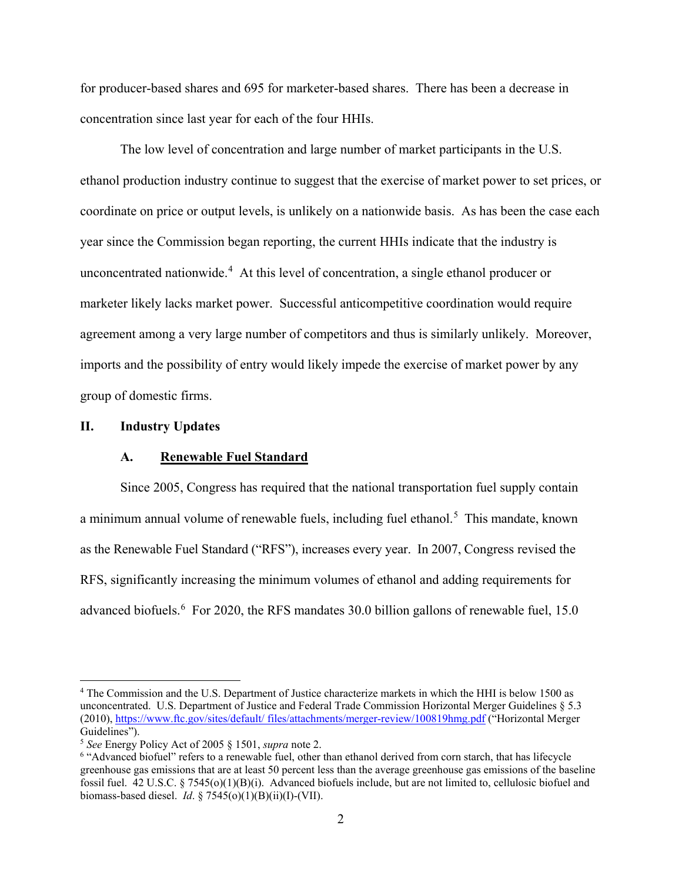for producer-based shares and 695 for marketer-based shares. There has been a decrease in concentration since last year for each of the four HHIs.

The low level of concentration and large number of market participants in the U.S. ethanol production industry continue to suggest that the exercise of market power to set prices, or coordinate on price or output levels, is unlikely on a nationwide basis. As has been the case each year since the Commission began reporting, the current HHIs indicate that the industry is unconcentrated nationwide.[4] At this level of concentration, a single ethanol producer or marketer likely lacks market power. Successful anticompetitive coordination would require agreement among a very large number of competitors and thus is similarly unlikely. Moreover, imports and the possibility of entry would likely impede the exercise of market power by any group of domestic firms.

## II. Industry Updates

### A. Renewable Fuel Standard

Since 2005, Congress has required that the national transportation fuel supply contain a minimum annual volume of renewable fuels, including fuel ethanol.[5] This mandate, known as the Renewable Fuel Standard ("RFS"), increases every year. In 2007, Congress revised the RFS, significantly increasing the minimum volumes of ethanol and adding requirements for advanced biofuels.[6] For 2020, the RFS mandates 30.0 billion gallons of renewable fuel, 15.0

---

[4] The Commission and the U.S. Department of Justice characterize markets in which the HHI is below 1500 as unconcentrated. U.S. Department of Justice and Federal Trade Commission Horizontal Merger Guidelines § 5.3 (2010), https://www.ftc.gov/sites/default/ files/attachments/merger-review/100819hmg.pdf ("Horizontal Merger Guidelines").

[5] *See* Energy Policy Act of 2005 § 1501, *supra* note 2.

[6] "Advanced biofuel" refers to a renewable fuel, other than ethanol derived from corn starch, that has lifecycle greenhouse gas emissions that are at least 50 percent less than the average greenhouse gas emissions of the baseline fossil fuel. 42 U.S.C. § 7545(o)(1)(B)(i). Advanced biofuels include, but are not limited to, cellulosic biofuel and biomass-based diesel. *Id*. § 7545(o)(1)(B)(ii)(I)-(VII).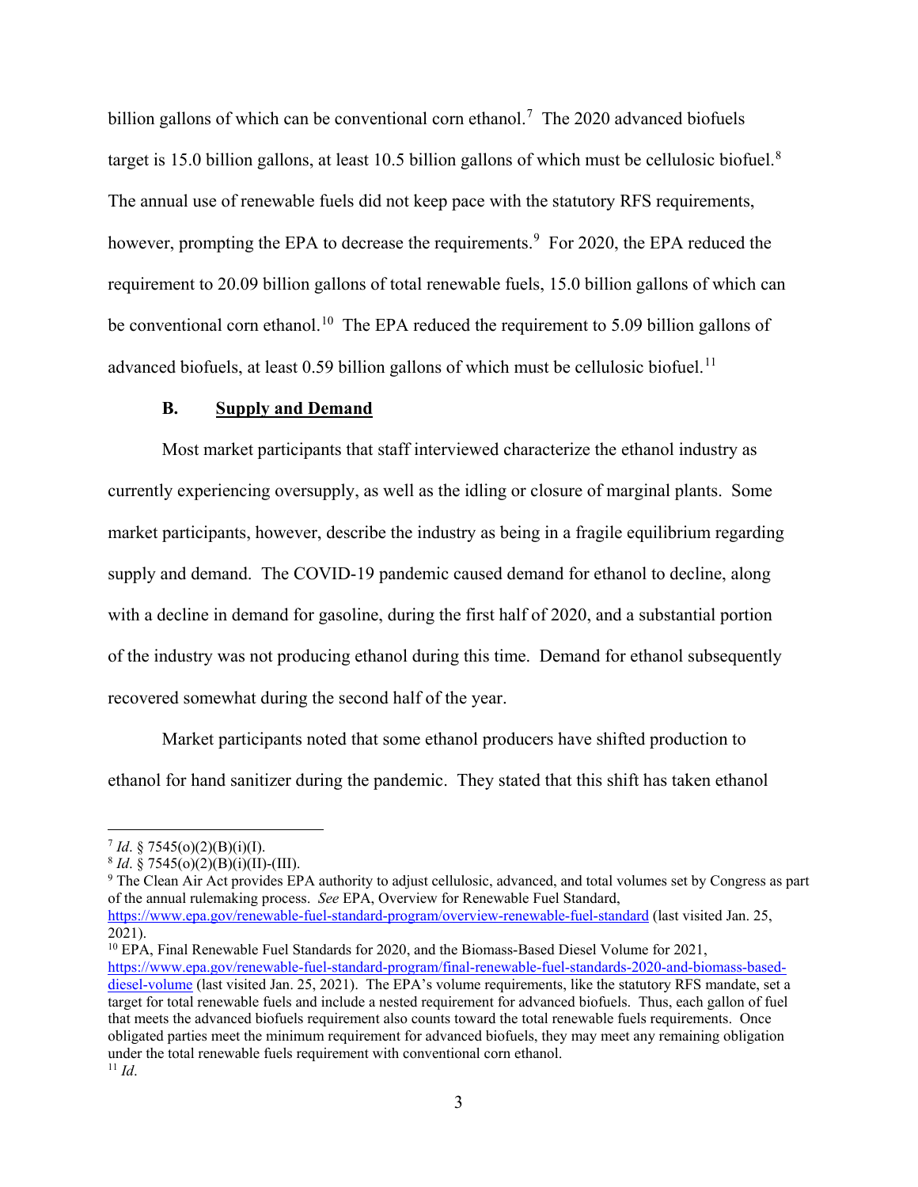billion gallons of which can be conventional corn ethanol.[7] The 2020 advanced biofuels target is 15.0 billion gallons, at least 10.5 billion gallons of which must be cellulosic biofuel.[8] The annual use of renewable fuels did not keep pace with the statutory RFS requirements, however, prompting the EPA to decrease the requirements.[9] For 2020, the EPA reduced the requirement to 20.09 billion gallons of total renewable fuels, 15.0 billion gallons of which can be conventional corn ethanol.[10] The EPA reduced the requirement to 5.09 billion gallons of advanced biofuels, at least 0.59 billion gallons of which must be cellulosic biofuel.[11]

### B. Supply and Demand

Most market participants that staff interviewed characterize the ethanol industry as currently experiencing oversupply, as well as the idling or closure of marginal plants. Some market participants, however, describe the industry as being in a fragile equilibrium regarding supply and demand. The COVID-19 pandemic caused demand for ethanol to decline, along with a decline in demand for gasoline, during the first half of 2020, and a substantial portion of the industry was not producing ethanol during this time. Demand for ethanol subsequently recovered somewhat during the second half of the year.

Market participants noted that some ethanol producers have shifted production to ethanol for hand sanitizer during the pandemic. They stated that this shift has taken ethanol

---

[7] *Id*. § 7545(o)(2)(B)(i)(I).

[8] *Id*. § 7545(o)(2)(B)(i)(II)-(III).

[9] The Clean Air Act provides EPA authority to adjust cellulosic, advanced, and total volumes set by Congress as part of the annual rulemaking process. *See* EPA, Overview for Renewable Fuel Standard, https://www.epa.gov/renewable-fuel-standard-program/overview-renewable-fuel-standard (last visited Jan. 25, 2021).

[10] EPA, Final Renewable Fuel Standards for 2020, and the Biomass-Based Diesel Volume for 2021, https://www.epa.gov/renewable-fuel-standard-program/final-renewable-fuel-standards-2020-and-biomass-based-diesel-volume (last visited Jan. 25, 2021). The EPA's volume requirements, like the statutory RFS mandate, set a target for total renewable fuels and include a nested requirement for advanced biofuels. Thus, each gallon of fuel that meets the advanced biofuels requirement also counts toward the total renewable fuels requirements. Once obligated parties meet the minimum requirement for advanced biofuels, they may meet any remaining obligation under the total renewable fuels requirement with conventional corn ethanol.

[11] *Id*.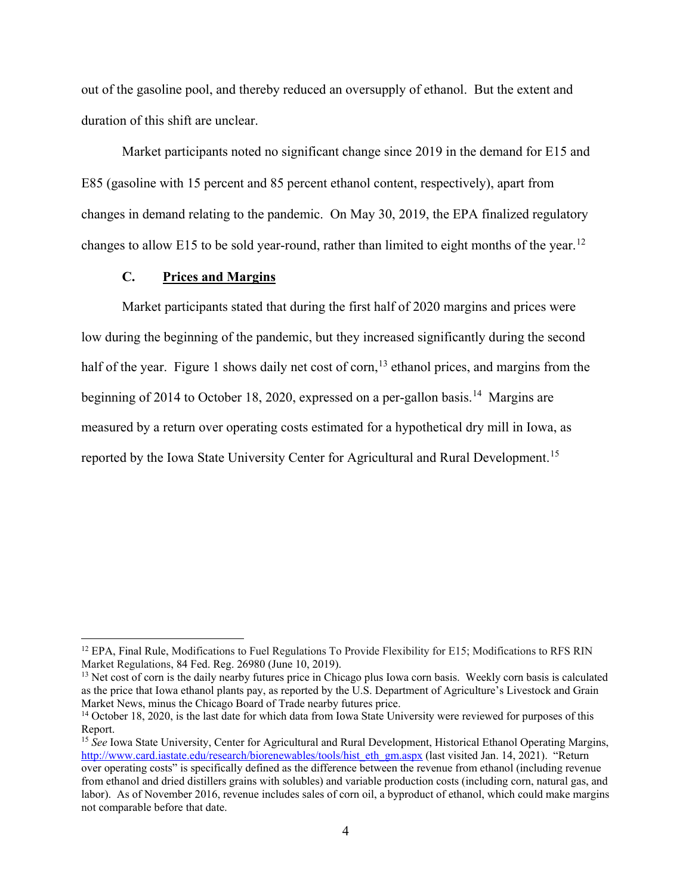out of the gasoline pool, and thereby reduced an oversupply of ethanol. But the extent and duration of this shift are unclear.

Market participants noted no significant change since 2019 in the demand for E15 and E85 (gasoline with 15 percent and 85 percent ethanol content, respectively), apart from changes in demand relating to the pandemic. On May 30, 2019, the EPA finalized regulatory changes to allow E15 to be sold year-round, rather than limited to eight months of the year.[12]

### C. Prices and Margins

Market participants stated that during the first half of 2020 margins and prices were low during the beginning of the pandemic, but they increased significantly during the second half of the year. Figure 1 shows daily net cost of corn,[13] ethanol prices, and margins from the beginning of 2014 to October 18, 2020, expressed on a per-gallon basis.[14] Margins are measured by a return over operating costs estimated for a hypothetical dry mill in Iowa, as reported by the Iowa State University Center for Agricultural and Rural Development.[15]

---

[12] EPA, Final Rule, Modifications to Fuel Regulations To Provide Flexibility for E15; Modifications to RFS RIN Market Regulations, 84 Fed. Reg. 26980 (June 10, 2019).

[13] Net cost of corn is the daily nearby futures price in Chicago plus Iowa corn basis. Weekly corn basis is calculated as the price that Iowa ethanol plants pay, as reported by the U.S. Department of Agriculture's Livestock and Grain Market News, minus the Chicago Board of Trade nearby futures price.

[14] October 18, 2020, is the last date for which data from Iowa State University were reviewed for purposes of this Report.

[15] *See* Iowa State University, Center for Agricultural and Rural Development, Historical Ethanol Operating Margins, http://www.card.iastate.edu/research/biorenewables/tools/hist_eth_gm.aspx (last visited Jan. 14, 2021). "Return over operating costs" is specifically defined as the difference between the revenue from ethanol (including revenue from ethanol and dried distillers grains with solubles) and variable production costs (including corn, natural gas, and labor). As of November 2016, revenue includes sales of corn oil, a byproduct of ethanol, which could make margins not comparable before that date.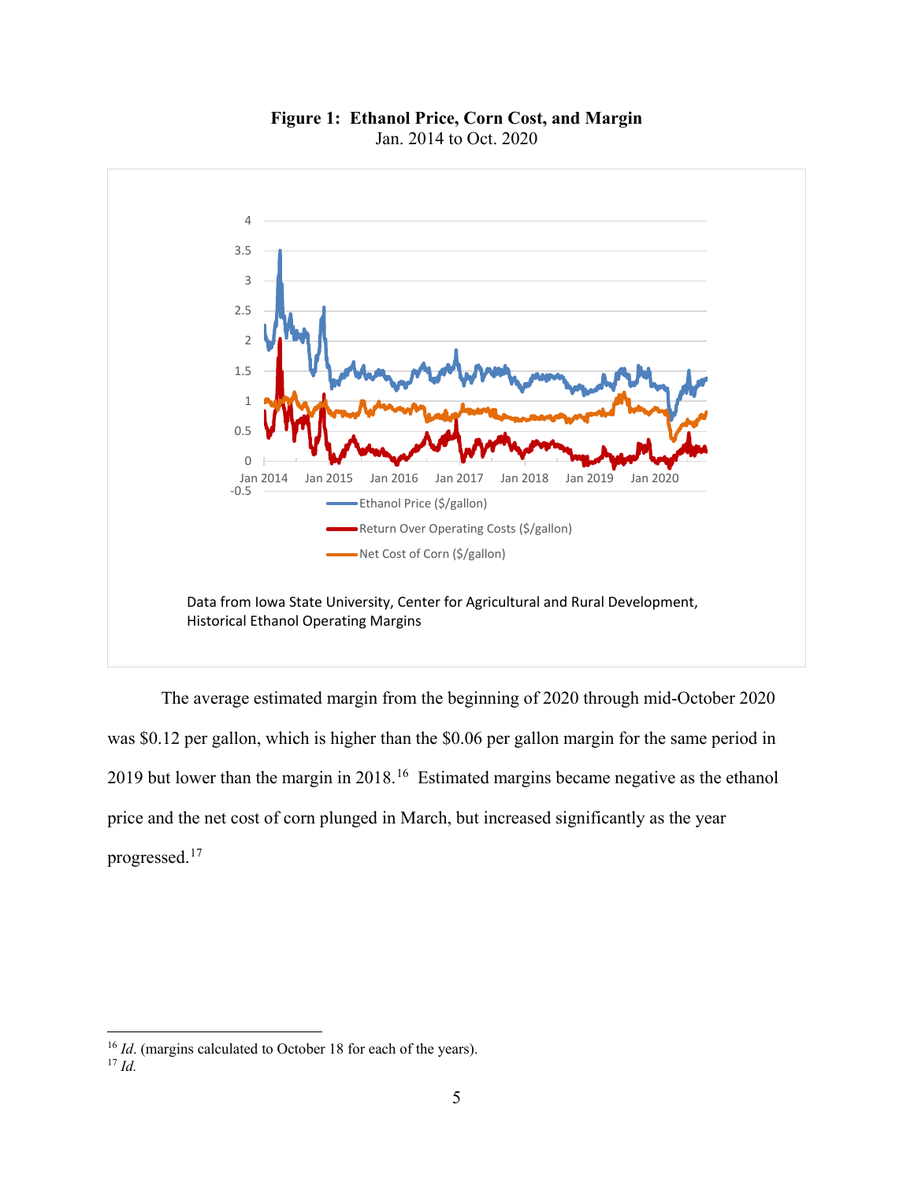**Figure 1: Ethanol Price, Corn Cost, and Margin**
Jan. 2014 to Oct. 2020

Data from Iowa State University, Center for Agricultural and Rural Development, Historical Ethanol Operating Margins

The average estimated margin from the beginning of 2020 through mid-October 2020 was $0.12 per gallon, which is higher than the $0.06 per gallon margin for the same period in 2019 but lower than the margin in 2018.[16] Estimated margins became negative as the ethanol price and the net cost of corn plunged in March, but increased significantly as the year progressed.[17]

---

[16] *Id*. (margins calculated to October 18 for each of the years).

[17] *Id.*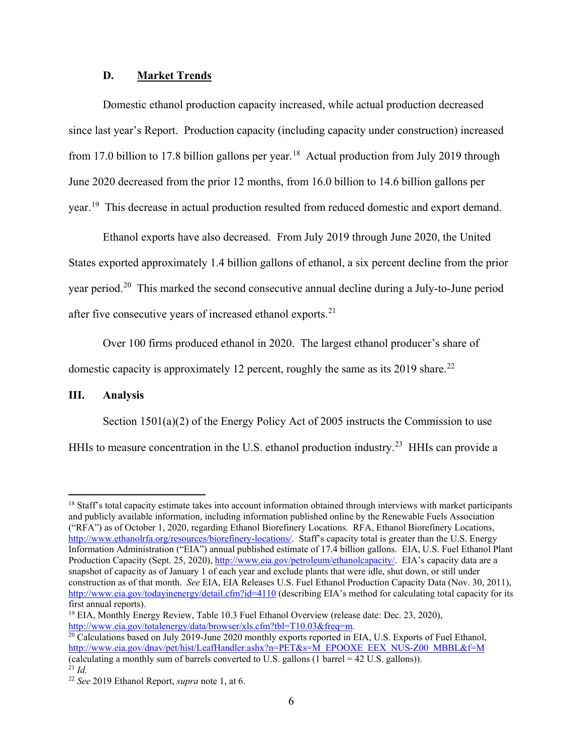### D. Market Trends

Domestic ethanol production capacity increased, while actual production decreased since last year's Report. Production capacity (including capacity under construction) increased from 17.0 billion to 17.8 billion gallons per year.[18] Actual production from July 2019 through June 2020 decreased from the prior 12 months, from 16.0 billion to 14.6 billion gallons per year.[19] This decrease in actual production resulted from reduced domestic and export demand.

Ethanol exports have also decreased. From July 2019 through June 2020, the United States exported approximately 1.4 billion gallons of ethanol, a six percent decline from the prior year period.[20] This marked the second consecutive annual decline during a July-to-June period after five consecutive years of increased ethanol exports.[21]

Over 100 firms produced ethanol in 2020. The largest ethanol producer's share of domestic capacity is approximately 12 percent, roughly the same as its 2019 share.[22]

## III. Analysis

Section 1501(a)(2) of the Energy Policy Act of 2005 instructs the Commission to use HHIs to measure concentration in the U.S. ethanol production industry.[23] HHIs can provide a

---

[18] Staff's total capacity estimate takes into account information obtained through interviews with market participants and publicly available information, including information published online by the Renewable Fuels Association ("RFA") as of October 1, 2020, regarding Ethanol Biorefinery Locations. RFA, Ethanol Biorefinery Locations, http://www.ethanolrfa.org/resources/biorefinery-locations/. Staff's capacity total is greater than the U.S. Energy Information Administration ("EIA") annual published estimate of 17.4 billion gallons. EIA, U.S. Fuel Ethanol Plant Production Capacity (Sept. 25, 2020), http://www.eia.gov/petroleum/ethanolcapacity/. EIA's capacity data are a snapshot of capacity as of January 1 of each year and exclude plants that were idle, shut down, or still under construction as of that month. *See* EIA, EIA Releases U.S. Fuel Ethanol Production Capacity Data (Nov. 30, 2011), http://www.eia.gov/todayinenergy/detail.cfm?id=4110 (describing EIA's method for calculating total capacity for its first annual reports).

[19] EIA, Monthly Energy Review, Table 10.3 Fuel Ethanol Overview (release date: Dec. 23, 2020), http://www.eia.gov/totalenergy/data/browser/xls.cfm?tbl=T10.03&freq=m.

[20] Calculations based on July 2019-June 2020 monthly exports reported in EIA, U.S. Exports of Fuel Ethanol, http://www.eia.gov/dnav/pet/hist/LeafHandler.ashx?n=PET&s=M_EPOOXE_EEX_NUS-Z00_MBBL&f=M (calculating a monthly sum of barrels converted to U.S. gallons (1 barrel = 42 U.S. gallons)).

[21] *Id.*

[22] *See* 2019 Ethanol Report, *supra* note 1, at 6.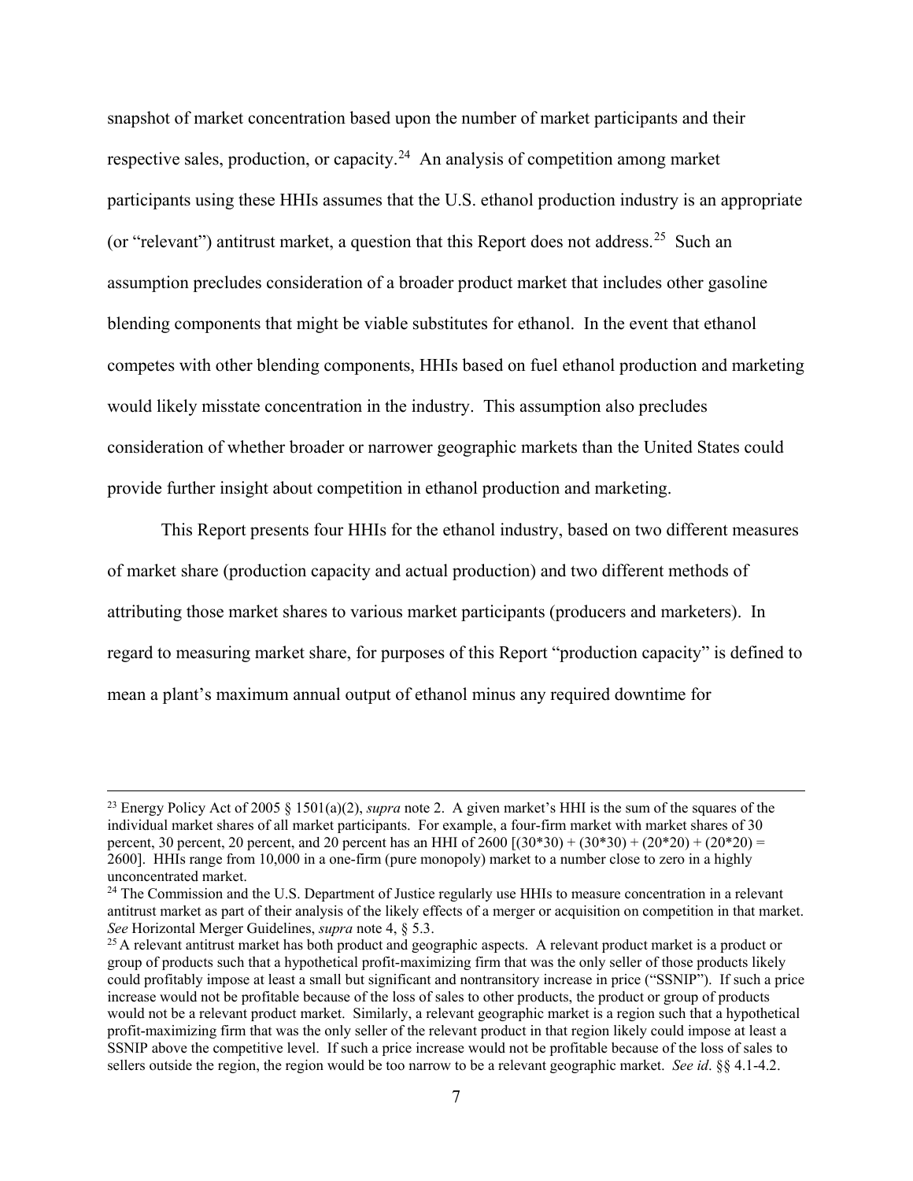snapshot of market concentration based upon the number of market participants and their respective sales, production, or capacity.[24] An analysis of competition among market participants using these HHIs assumes that the U.S. ethanol production industry is an appropriate (or "relevant") antitrust market, a question that this Report does not address.[25] Such an assumption precludes consideration of a broader product market that includes other gasoline blending components that might be viable substitutes for ethanol. In the event that ethanol competes with other blending components, HHIs based on fuel ethanol production and marketing would likely misstate concentration in the industry. This assumption also precludes consideration of whether broader or narrower geographic markets than the United States could provide further insight about competition in ethanol production and marketing.

This Report presents four HHIs for the ethanol industry, based on two different measures of market share (production capacity and actual production) and two different methods of attributing those market shares to various market participants (producers and marketers). In regard to measuring market share, for purposes of this Report "production capacity" is defined to mean a plant's maximum annual output of ethanol minus any required downtime for

---

[23] Energy Policy Act of 2005 § 1501(a)(2), *supra* note 2. A given market's HHI is the sum of the squares of the individual market shares of all market participants. For example, a four-firm market with market shares of 30 percent, 30 percent, 20 percent, and 20 percent has an HHI of 2600 [(30*30) + (30*30) + (20*20) + (20*20) = 2600]. HHIs range from 10,000 in a one-firm (pure monopoly) market to a number close to zero in a highly unconcentrated market.

[24] The Commission and the U.S. Department of Justice regularly use HHIs to measure concentration in a relevant antitrust market as part of their analysis of the likely effects of a merger or acquisition on competition in that market. *See* Horizontal Merger Guidelines, *supra* note 4, § 5.3.

[25] A relevant antitrust market has both product and geographic aspects. A relevant product market is a product or group of products such that a hypothetical profit-maximizing firm that was the only seller of those products likely could profitably impose at least a small but significant and nontransitory increase in price ("SSNIP"). If such a price increase would not be profitable because of the loss of sales to other products, the product or group of products would not be a relevant product market. Similarly, a relevant geographic market is a region such that a hypothetical profit-maximizing firm that was the only seller of the relevant product in that region likely could impose at least a SSNIP above the competitive level. If such a price increase would not be profitable because of the loss of sales to sellers outside the region, the region would be too narrow to be a relevant geographic market. *See id*. §§ 4.1-4.2.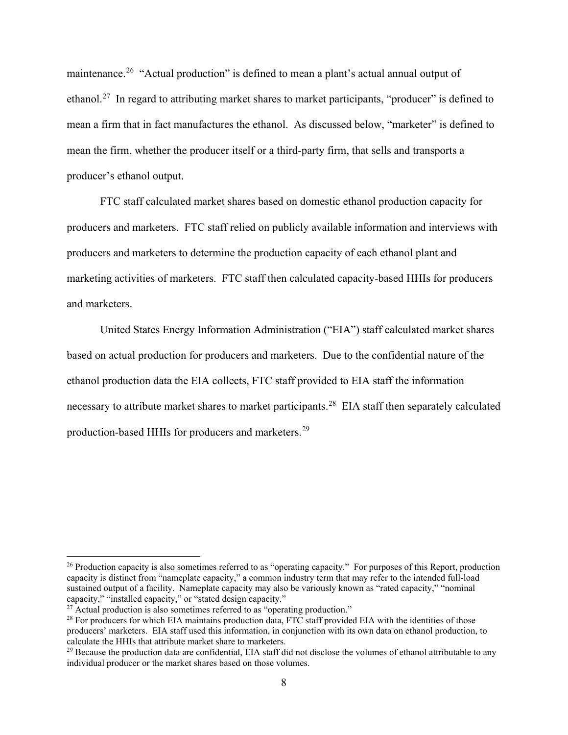maintenance.[26] "Actual production" is defined to mean a plant's actual annual output of ethanol.[27] In regard to attributing market shares to market participants, "producer" is defined to mean a firm that in fact manufactures the ethanol. As discussed below, "marketer" is defined to mean the firm, whether the producer itself or a third-party firm, that sells and transports a producer's ethanol output.

FTC staff calculated market shares based on domestic ethanol production capacity for producers and marketers. FTC staff relied on publicly available information and interviews with producers and marketers to determine the production capacity of each ethanol plant and marketing activities of marketers. FTC staff then calculated capacity-based HHIs for producers and marketers.

United States Energy Information Administration ("EIA") staff calculated market shares based on actual production for producers and marketers. Due to the confidential nature of the ethanol production data the EIA collects, FTC staff provided to EIA staff the information necessary to attribute market shares to market participants.[28] EIA staff then separately calculated production-based HHIs for producers and marketers.[29]

---

[26] Production capacity is also sometimes referred to as "operating capacity." For purposes of this Report, production capacity is distinct from "nameplate capacity," a common industry term that may refer to the intended full-load sustained output of a facility. Nameplate capacity may also be variously known as "rated capacity," "nominal capacity," "installed capacity," or "stated design capacity."

[27] Actual production is also sometimes referred to as "operating production."

[28] For producers for which EIA maintains production data, FTC staff provided EIA with the identities of those producers' marketers. EIA staff used this information, in conjunction with its own data on ethanol production, to calculate the HHIs that attribute market share to marketers.

[29] Because the production data are confidential, EIA staff did not disclose the volumes of ethanol attributable to any individual producer or the market shares based on those volumes.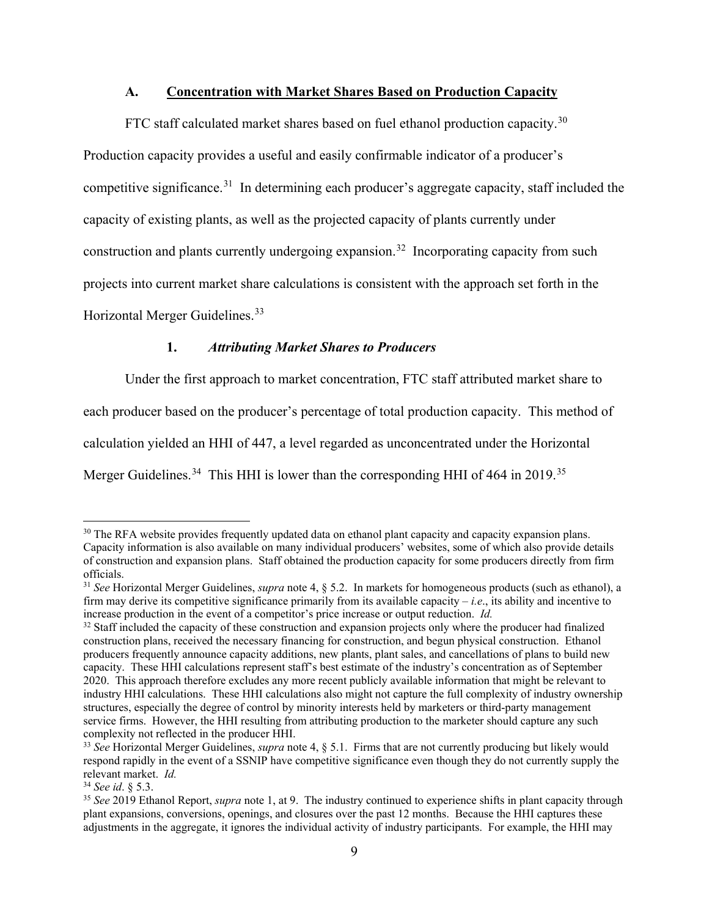### A. Concentration with Market Shares Based on Production Capacity

FTC staff calculated market shares based on fuel ethanol production capacity.[30] Production capacity provides a useful and easily confirmable indicator of a producer's competitive significance.[31] In determining each producer's aggregate capacity, staff included the capacity of existing plants, as well as the projected capacity of plants currently under construction and plants currently undergoing expansion.[32] Incorporating capacity from such projects into current market share calculations is consistent with the approach set forth in the Horizontal Merger Guidelines.[33]

#### 1. *Attributing Market Shares to Producers*

Under the first approach to market concentration, FTC staff attributed market share to each producer based on the producer's percentage of total production capacity. This method of calculation yielded an HHI of 447, a level regarded as unconcentrated under the Horizontal Merger Guidelines.[34] This HHI is lower than the corresponding HHI of 464 in 2019.[35]

---

[30] The RFA website provides frequently updated data on ethanol plant capacity and capacity expansion plans. Capacity information is also available on many individual producers' websites, some of which also provide details of construction and expansion plans. Staff obtained the production capacity for some producers directly from firm officials.

[31] *See* Horizontal Merger Guidelines, *supra* note 4, § 5.2. In markets for homogeneous products (such as ethanol), a firm may derive its competitive significance primarily from its available capacity – *i.e*., its ability and incentive to increase production in the event of a competitor's price increase or output reduction. *Id.*

[32] Staff included the capacity of these construction and expansion projects only where the producer had finalized construction plans, received the necessary financing for construction, and begun physical construction. Ethanol producers frequently announce capacity additions, new plants, plant sales, and cancellations of plans to build new capacity. These HHI calculations represent staff's best estimate of the industry's concentration as of September 2020. This approach therefore excludes any more recent publicly available information that might be relevant to industry HHI calculations. These HHI calculations also might not capture the full complexity of industry ownership structures, especially the degree of control by minority interests held by marketers or third-party management service firms. However, the HHI resulting from attributing production to the marketer should capture any such complexity not reflected in the producer HHI.

[33] *See* Horizontal Merger Guidelines, *supra* note 4, § 5.1. Firms that are not currently producing but likely would respond rapidly in the event of a SSNIP have competitive significance even though they do not currently supply the relevant market. *Id.*

[34] *See id*. § 5.3.

[35] *See* 2019 Ethanol Report, *supra* note 1, at 9. The industry continued to experience shifts in plant capacity through plant expansions, conversions, openings, and closures over the past 12 months. Because the HHI captures these adjustments in the aggregate, it ignores the individual activity of industry participants. For example, the HHI may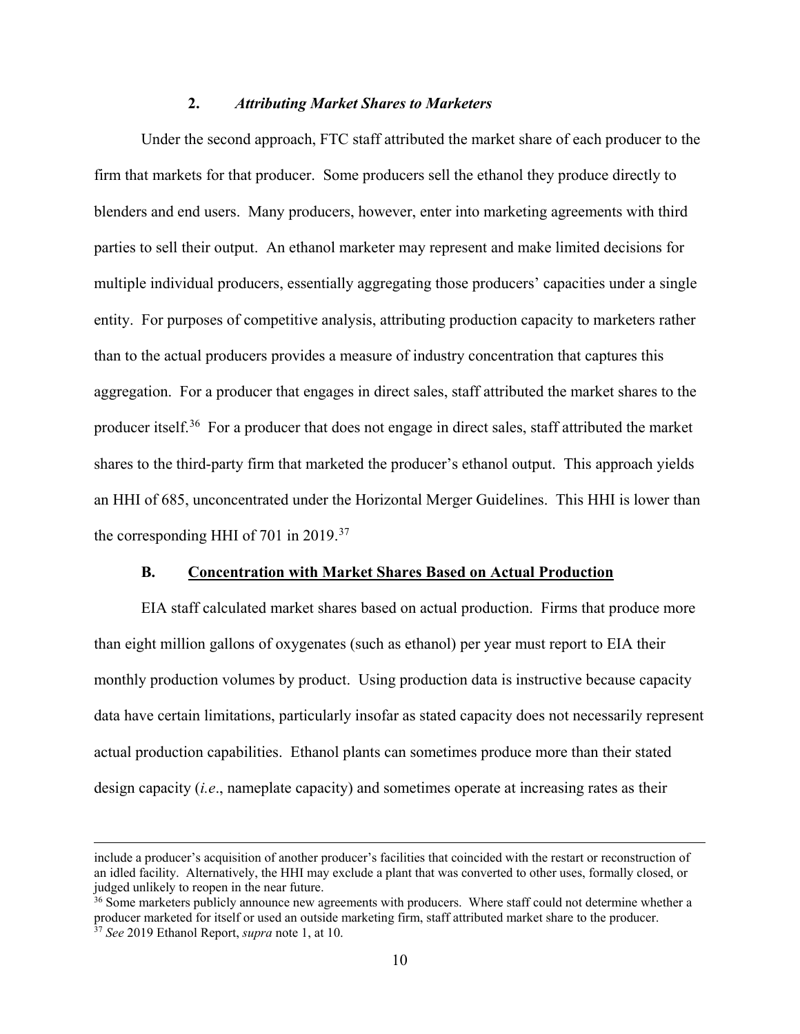### 2. *Attributing Market Shares to Marketers*

Under the second approach, FTC staff attributed the market share of each producer to the firm that markets for that producer. Some producers sell the ethanol they produce directly to blenders and end users. Many producers, however, enter into marketing agreements with third parties to sell their output. An ethanol marketer may represent and make limited decisions for multiple individual producers, essentially aggregating those producers' capacities under a single entity. For purposes of competitive analysis, attributing production capacity to marketers rather than to the actual producers provides a measure of industry concentration that captures this aggregation. For a producer that engages in direct sales, staff attributed the market shares to the producer itself.[36] For a producer that does not engage in direct sales, staff attributed the market shares to the third-party firm that marketed the producer's ethanol output. This approach yields an HHI of 685, unconcentrated under the Horizontal Merger Guidelines. This HHI is lower than the corresponding HHI of 701 in 2019.[37]

## B. Concentration with Market Shares Based on Actual Production

EIA staff calculated market shares based on actual production. Firms that produce more than eight million gallons of oxygenates (such as ethanol) per year must report to EIA their monthly production volumes by product. Using production data is instructive because capacity data have certain limitations, particularly insofar as stated capacity does not necessarily represent actual production capabilities. Ethanol plants can sometimes produce more than their stated design capacity (*i.e*., nameplate capacity) and sometimes operate at increasing rates as their

---

include a producer's acquisition of another producer's facilities that coincided with the restart or reconstruction of an idled facility. Alternatively, the HHI may exclude a plant that was converted to other uses, formally closed, or judged unlikely to reopen in the near future.

[36] Some marketers publicly announce new agreements with producers. Where staff could not determine whether a producer marketed for itself or used an outside marketing firm, staff attributed market share to the producer.

[37] *See* 2019 Ethanol Report, *supra* note 1, at 10.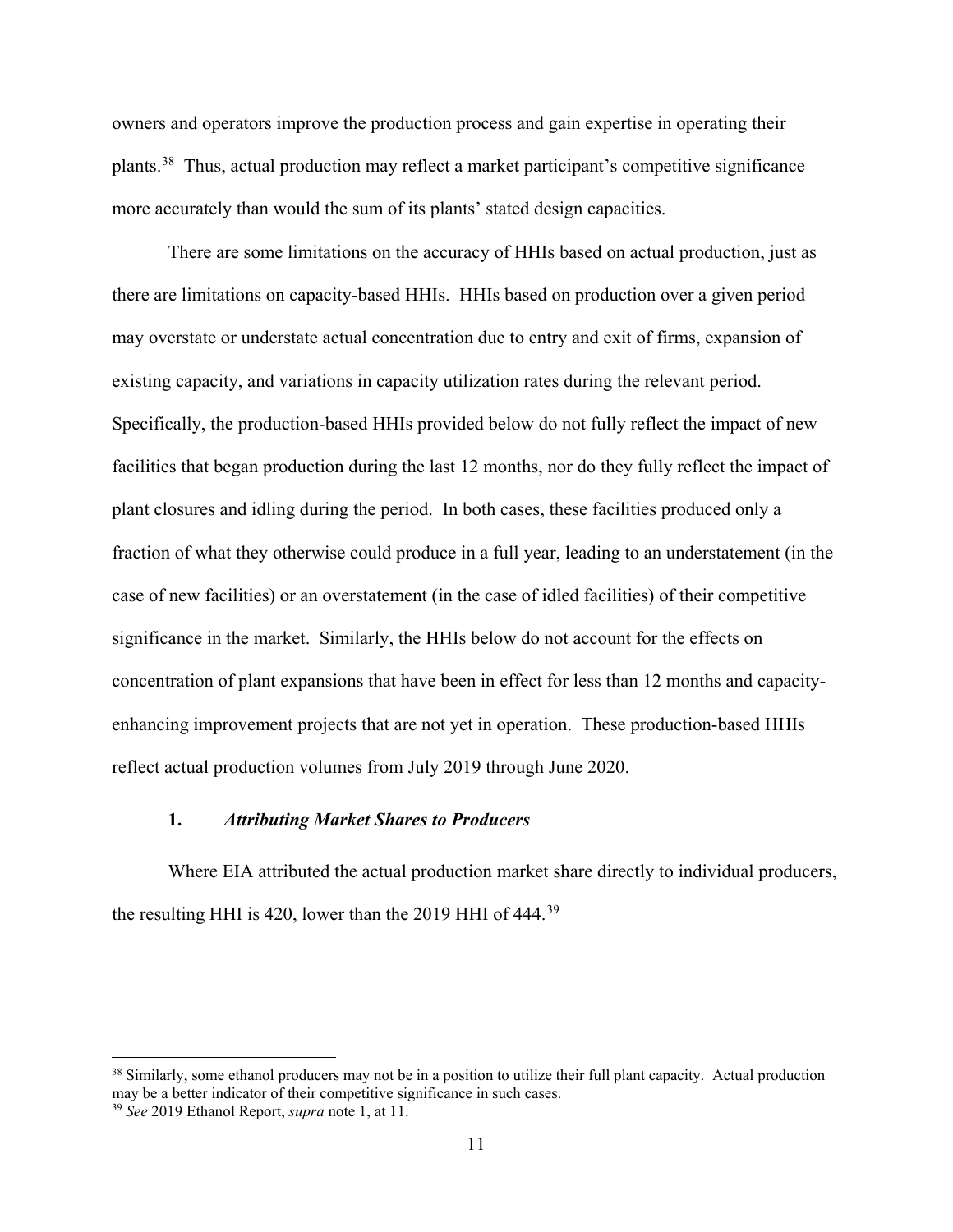owners and operators improve the production process and gain expertise in operating their plants.[38] Thus, actual production may reflect a market participant's competitive significance more accurately than would the sum of its plants' stated design capacities.

There are some limitations on the accuracy of HHIs based on actual production, just as there are limitations on capacity-based HHIs. HHIs based on production over a given period may overstate or understate actual concentration due to entry and exit of firms, expansion of existing capacity, and variations in capacity utilization rates during the relevant period. Specifically, the production-based HHIs provided below do not fully reflect the impact of new facilities that began production during the last 12 months, nor do they fully reflect the impact of plant closures and idling during the period. In both cases, these facilities produced only a fraction of what they otherwise could produce in a full year, leading to an understatement (in the case of new facilities) or an overstatement (in the case of idled facilities) of their competitive significance in the market. Similarly, the HHIs below do not account for the effects on concentration of plant expansions that have been in effect for less than 12 months and capacity-enhancing improvement projects that are not yet in operation. These production-based HHIs reflect actual production volumes from July 2019 through June 2020.

### 1. *Attributing Market Shares to Producers*

Where EIA attributed the actual production market share directly to individual producers, the resulting HHI is 420, lower than the 2019 HHI of 444.[39]

---

[38] Similarly, some ethanol producers may not be in a position to utilize their full plant capacity. Actual production may be a better indicator of their competitive significance in such cases.

[39] *See* 2019 Ethanol Report, *supra* note 1, at 11.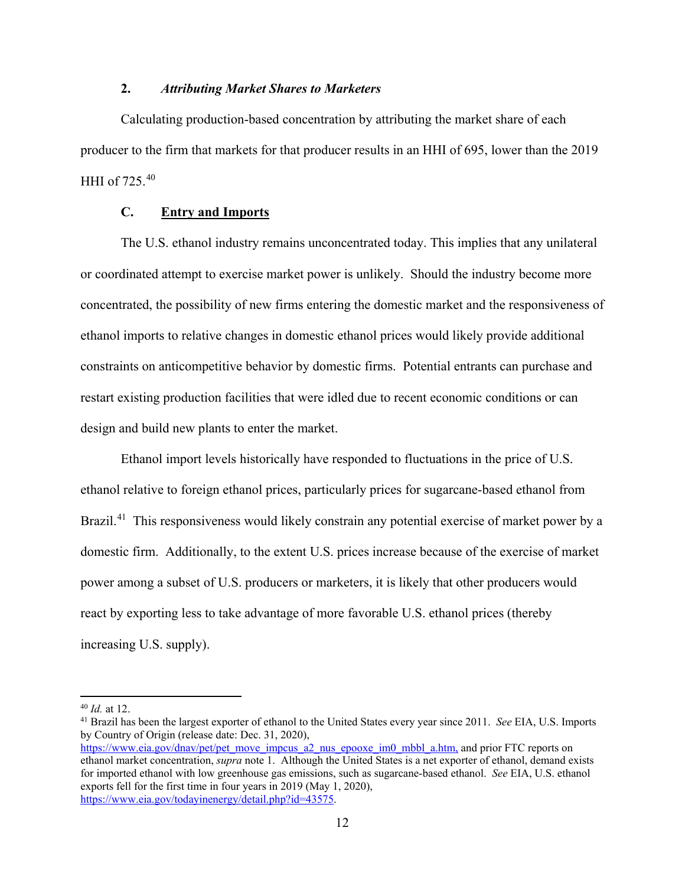### 2. *Attributing Market Shares to Marketers*

Calculating production-based concentration by attributing the market share of each producer to the firm that markets for that producer results in an HHI of 695, lower than the 2019 HHI of 725.[40]

## C. Entry and Imports

The U.S. ethanol industry remains unconcentrated today. This implies that any unilateral or coordinated attempt to exercise market power is unlikely. Should the industry become more concentrated, the possibility of new firms entering the domestic market and the responsiveness of ethanol imports to relative changes in domestic ethanol prices would likely provide additional constraints on anticompetitive behavior by domestic firms. Potential entrants can purchase and restart existing production facilities that were idled due to recent economic conditions or can design and build new plants to enter the market.

Ethanol import levels historically have responded to fluctuations in the price of U.S. ethanol relative to foreign ethanol prices, particularly prices for sugarcane-based ethanol from Brazil.[41] This responsiveness would likely constrain any potential exercise of market power by a domestic firm. Additionally, to the extent U.S. prices increase because of the exercise of market power among a subset of U.S. producers or marketers, it is likely that other producers would react by exporting less to take advantage of more favorable U.S. ethanol prices (thereby increasing U.S. supply).

---

[40] *Id.* at 12.

[41] Brazil has been the largest exporter of ethanol to the United States every year since 2011. *See* EIA, U.S. Imports by Country of Origin (release date: Dec. 31, 2020), https://www.eia.gov/dnav/pet/pet_move_impcus_a2_nus_epooxe_im0_mbbl_a.htm, and prior FTC reports on ethanol market concentration, *supra* note 1. Although the United States is a net exporter of ethanol, demand exists for imported ethanol with low greenhouse gas emissions, such as sugarcane-based ethanol. *See* EIA, U.S. ethanol exports fell for the first time in four years in 2019 (May 1, 2020), https://www.eia.gov/todayinenergy/detail.php?id=43575.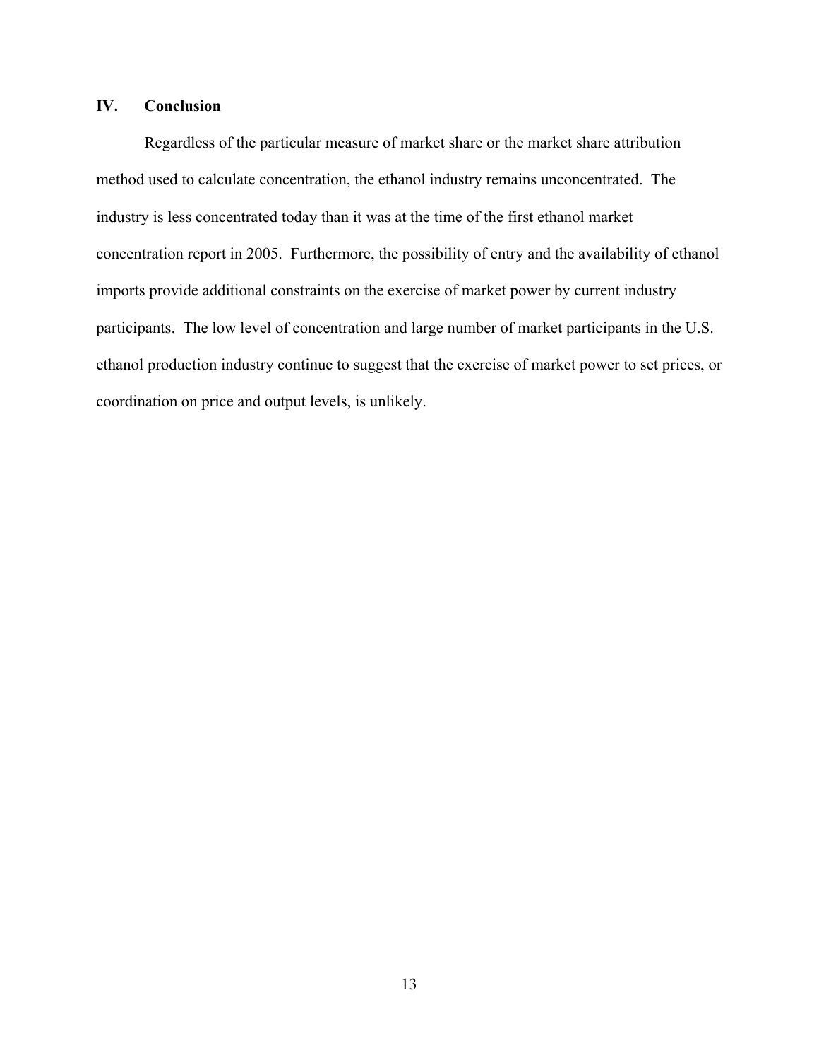## IV. Conclusion

Regardless of the particular measure of market share or the market share attribution method used to calculate concentration, the ethanol industry remains unconcentrated. The industry is less concentrated today than it was at the time of the first ethanol market concentration report in 2005. Furthermore, the possibility of entry and the availability of ethanol imports provide additional constraints on the exercise of market power by current industry participants. The low level of concentration and large number of market participants in the U.S. ethanol production industry continue to suggest that the exercise of market power to set prices, or coordination on price and output levels, is unlikely.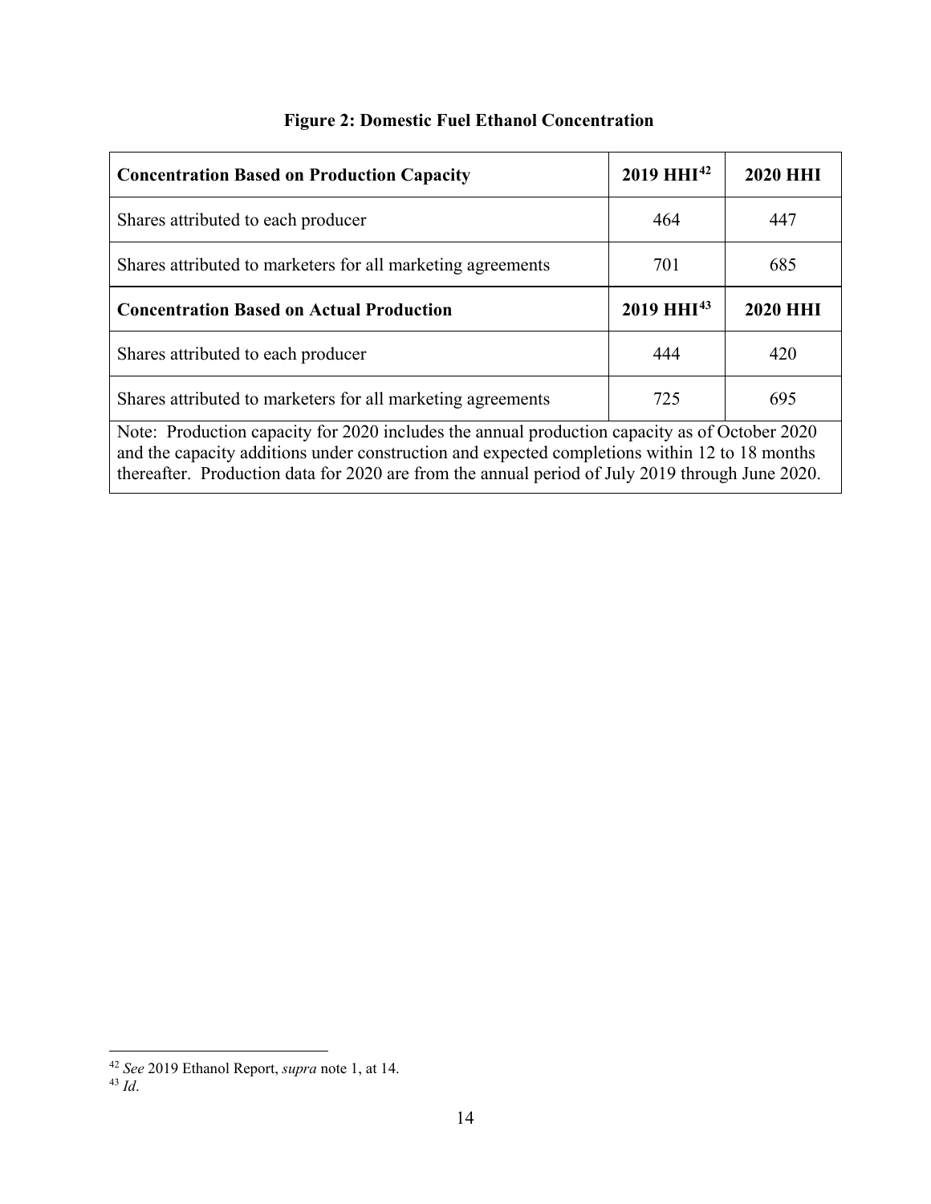**Figure 2: Domestic Fuel Ethanol Concentration**

| **Concentration Based on Production Capacity** | **2019 HHI**[42] | **2020 HHI** |
|---|---|---|
| Shares attributed to each producer | 464 | 447 |
| Shares attributed to marketers for all marketing agreements | 701 | 685 |
| **Concentration Based on Actual Production** | **2019 HHI**[43] | **2020 HHI** |
| Shares attributed to each producer | 444 | 420 |
| Shares attributed to marketers for all marketing agreements | 725 | 695 |
| Note: Production capacity for 2020 includes the annual production capacity as of October 2020 and the capacity additions under construction and expected completions within 12 to 18 months thereafter. Production data for 2020 are from the annual period of July 2019 through June 2020. | | |

[42] *See* 2019 Ethanol Report, *supra* note 1, at 14.

[43] *Id*.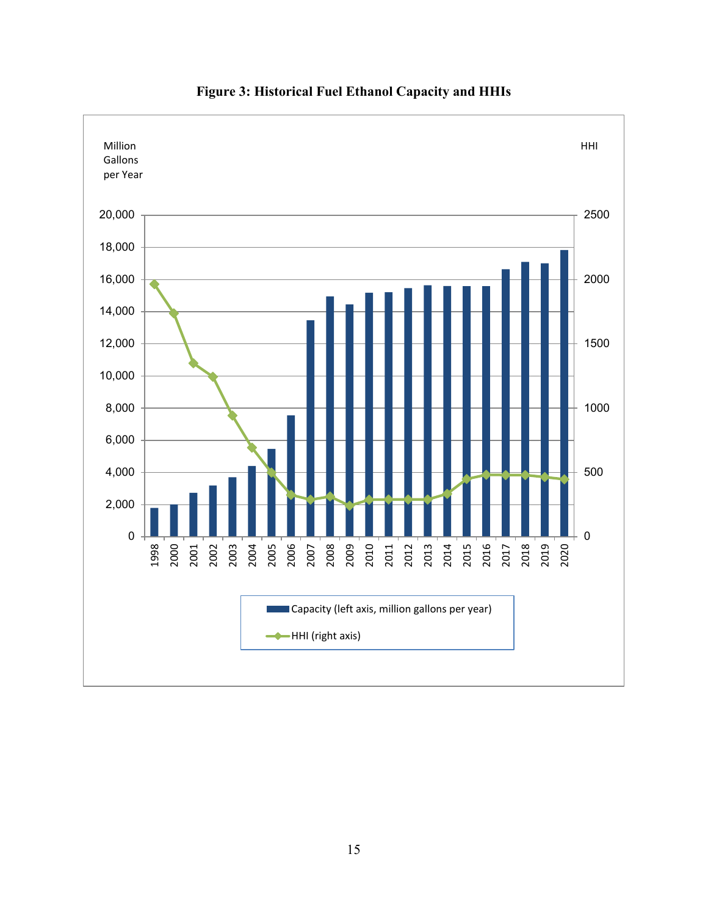**Figure 3: Historical Fuel Ethanol Capacity and HHIs**

Million Gallons per Year

HHI

20,000
18,000
16,000
14,000
12,000
10,000
8,000
6,000
4,000
2,000
0

2500
2000
1500
1000
500
0

1998
2000
2001
2002
2003
2004
2005
2006
2007
2008
2009
2010
2011
2012
2013
2014
2015
2016
2017
2018
2019
2020

Capacity (left axis, million gallons per year)

HHI (right axis)